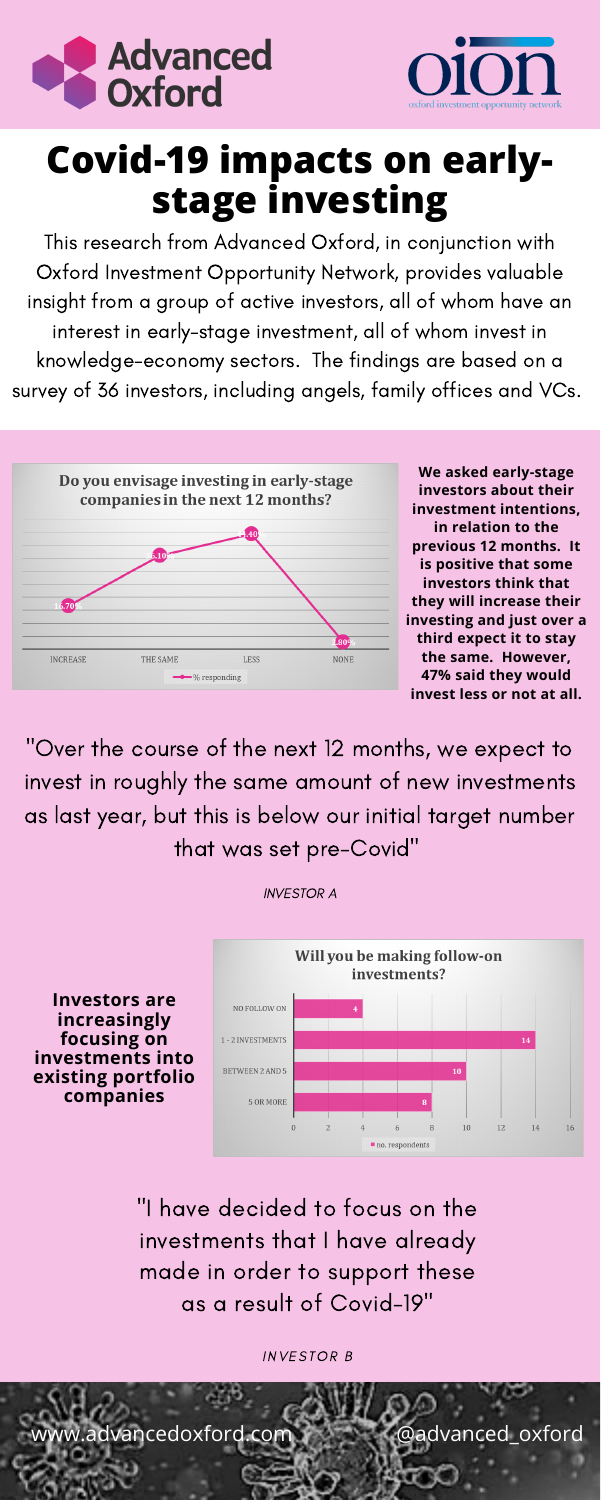Advanced Oxford

oion — oxford investment opportunity network

# Covid-19 impacts on early-stage investing

This research from Advanced Oxford, in conjunction with Oxford Investment Opportunity Network, provides valuable insight from a group of active investors, all of whom have an interest in early-stage investment, all of whom invest in knowledge-economy sectors. The findings are based on a survey of 36 investors, including angels, family offices and VCs.

**Do you envisage investing in early-stage companies in the next 12 months?**

| | INCREASE | THE SAME | LESS | NONE |
|---|---|---|---|---|
| % responding | 16.70% | 36.10% | 41.40% | 5.60% |

**We asked early-stage investors about their investment intentions, in relation to the previous 12 months. It is positive that some investors think that they will increase their investing and just over a third expect it to stay the same. However, 47% said they would invest less or not at all.**

"Over the course of the next 12 months, we expect to invest in roughly the same amount of new investments as last year, but this is below our initial target number that was set pre-Covid"

*INVESTOR A*

**Investors are increasingly focusing on investments into existing portfolio companies**

**Will you be making follow-on investments?**

| | no. respondents |
|---|---|
| NO FOLLOW ON | 4 |
| 1 - 2 INVESTMENTS | 14 |
| BETWEEN 2 AND 5 | 10 |
| 5 OR MORE | 8 |

"I have decided to focus on the investments that I have already made in order to support these as a result of Covid-19"

*INVESTOR B*

www.advancedoxford.com @advanced_oxford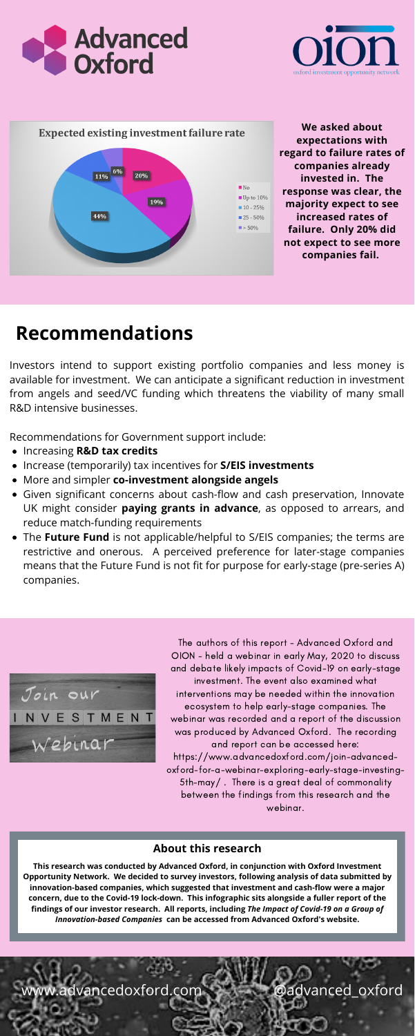Advanced Oxford

oion
oxford investment opportunity network

Expected existing investment failure rate

20%
19%
44%
11%
6%

No
Up to 10%
10 - 25%
25 - 50%
> 50%

**We asked about expectations with regard to failure rates of companies already invested in. The response was clear, the majority expect to see increased rates of failure. Only 20% did not expect to see more companies fail.**

# Recommendations

Investors intend to support existing portfolio companies and less money is available for investment. We can anticipate a significant reduction in investment from angels and seed/VC funding which threatens the viability of many small R&D intensive businesses.

Recommendations for Government support include:

- Increasing **R&D tax credits**
- Increase (temporarily) tax incentives for **S/EIS investments**
- More and simpler **co-investment alongside angels**
- Given significant concerns about cash-flow and cash preservation, Innovate UK might consider **paying grants in advance**, as opposed to arrears, and reduce match-funding requirements
- The **Future Fund** is not applicable/helpful to S/EIS companies; the terms are restrictive and onerous. A perceived preference for later-stage companies means that the Future Fund is not fit for purpose for early-stage (pre-series A) companies.

Join our INVESTMENT Webinar

The authors of this report - Advanced Oxford and OION - held a webinar in early May, 2020 to discuss and debate likely impacts of Covid-19 on early-stage investment. The event also examined what interventions may be needed within the innovation ecosystem to help early-stage companies. The webinar was recorded and a report of the discussion was produced by Advanced Oxford. The recording and report can be accessed here: https://www.advancedoxford.com/join-advanced-oxford-for-a-webinar-exploring-early-stage-investing-5th-may/ . There is a great deal of commonality between the findings from this research and the webinar.

## About this research

**This research was conducted by Advanced Oxford, in conjunction with Oxford Investment Opportunity Network. We decided to survey investors, following analysis of data submitted by innovation-based companies, which suggested that investment and cash-flow were a major concern, due to the Covid-19 lock-down. This infographic sits alongside a fuller report of the findings of our investor research. All reports, including *The Impact of Covid-19 on a Group of Innovation-based Companies* can be accessed from Advanced Oxford's website.**

www.advancedoxford.com @advanced_oxford